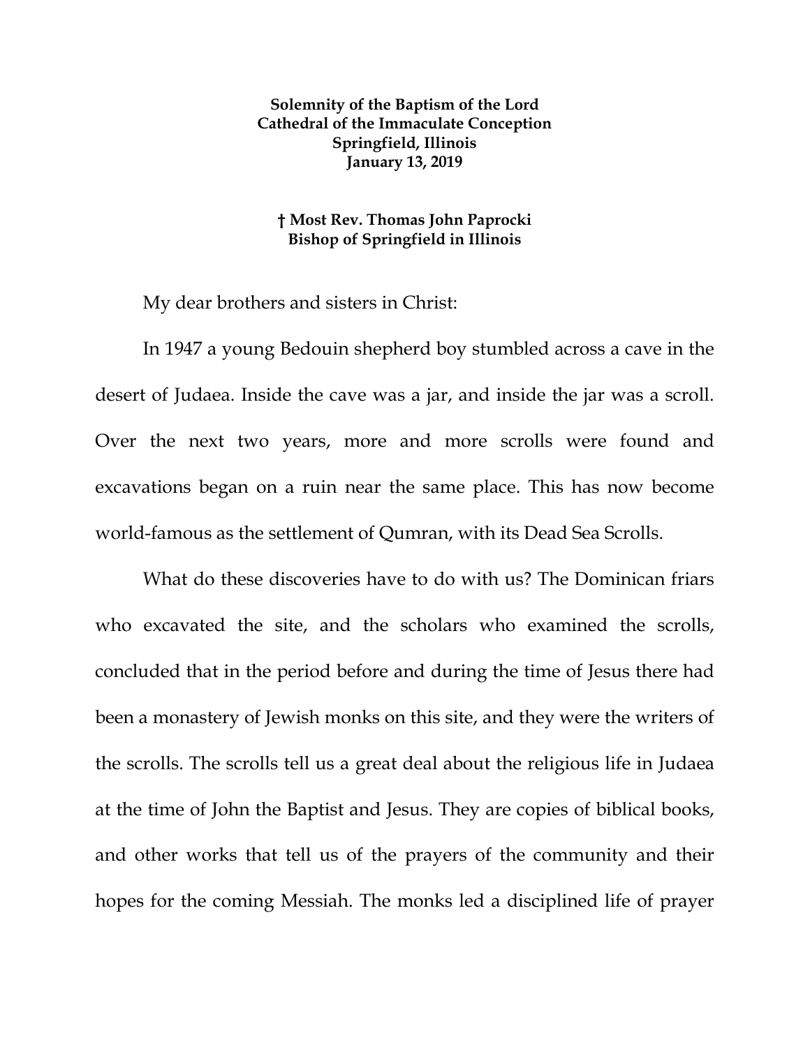**Solemnity of the Baptism of the Lord**
**Cathedral of the Immaculate Conception**
**Springfield, Illinois**
**January 13, 2019**

**† Most Rev. Thomas John Paprocki**
**Bishop of Springfield in Illinois**

My dear brothers and sisters in Christ:

In 1947 a young Bedouin shepherd boy stumbled across a cave in the desert of Judaea. Inside the cave was a jar, and inside the jar was a scroll. Over the next two years, more and more scrolls were found and excavations began on a ruin near the same place. This has now become world-famous as the settlement of Qumran, with its Dead Sea Scrolls.

What do these discoveries have to do with us? The Dominican friars who excavated the site, and the scholars who examined the scrolls, concluded that in the period before and during the time of Jesus there had been a monastery of Jewish monks on this site, and they were the writers of the scrolls. The scrolls tell us a great deal about the religious life in Judaea at the time of John the Baptist and Jesus. They are copies of biblical books, and other works that tell us of the prayers of the community and their hopes for the coming Messiah. The monks led a disciplined life of prayer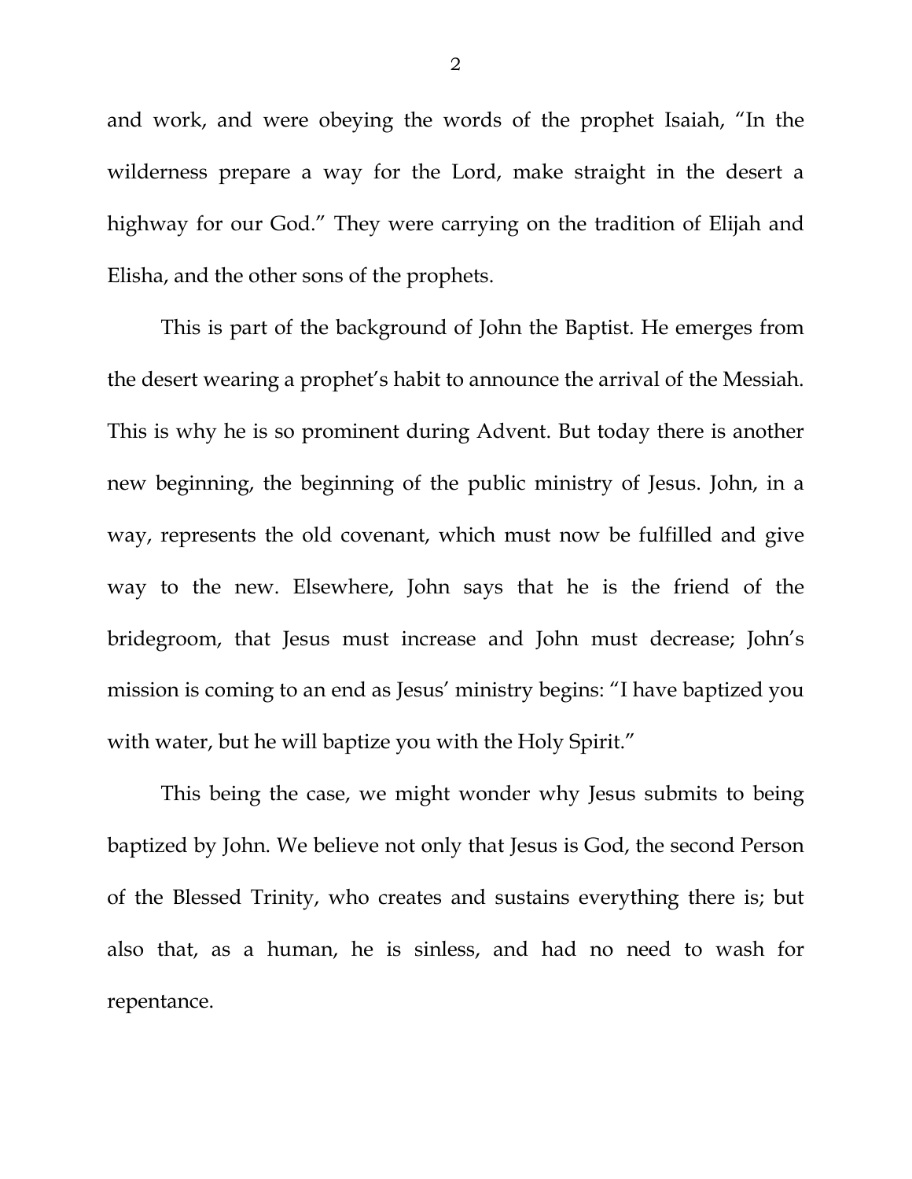and work, and were obeying the words of the prophet Isaiah, "In the wilderness prepare a way for the Lord, make straight in the desert a highway for our God." They were carrying on the tradition of Elijah and Elisha, and the other sons of the prophets.

This is part of the background of John the Baptist. He emerges from the desert wearing a prophet's habit to announce the arrival of the Messiah. This is why he is so prominent during Advent. But today there is another new beginning, the beginning of the public ministry of Jesus. John, in a way, represents the old covenant, which must now be fulfilled and give way to the new. Elsewhere, John says that he is the friend of the bridegroom, that Jesus must increase and John must decrease; John's mission is coming to an end as Jesus' ministry begins: "I have baptized you with water, but he will baptize you with the Holy Spirit."

This being the case, we might wonder why Jesus submits to being baptized by John. We believe not only that Jesus is God, the second Person of the Blessed Trinity, who creates and sustains everything there is; but also that, as a human, he is sinless, and had no need to wash for repentance.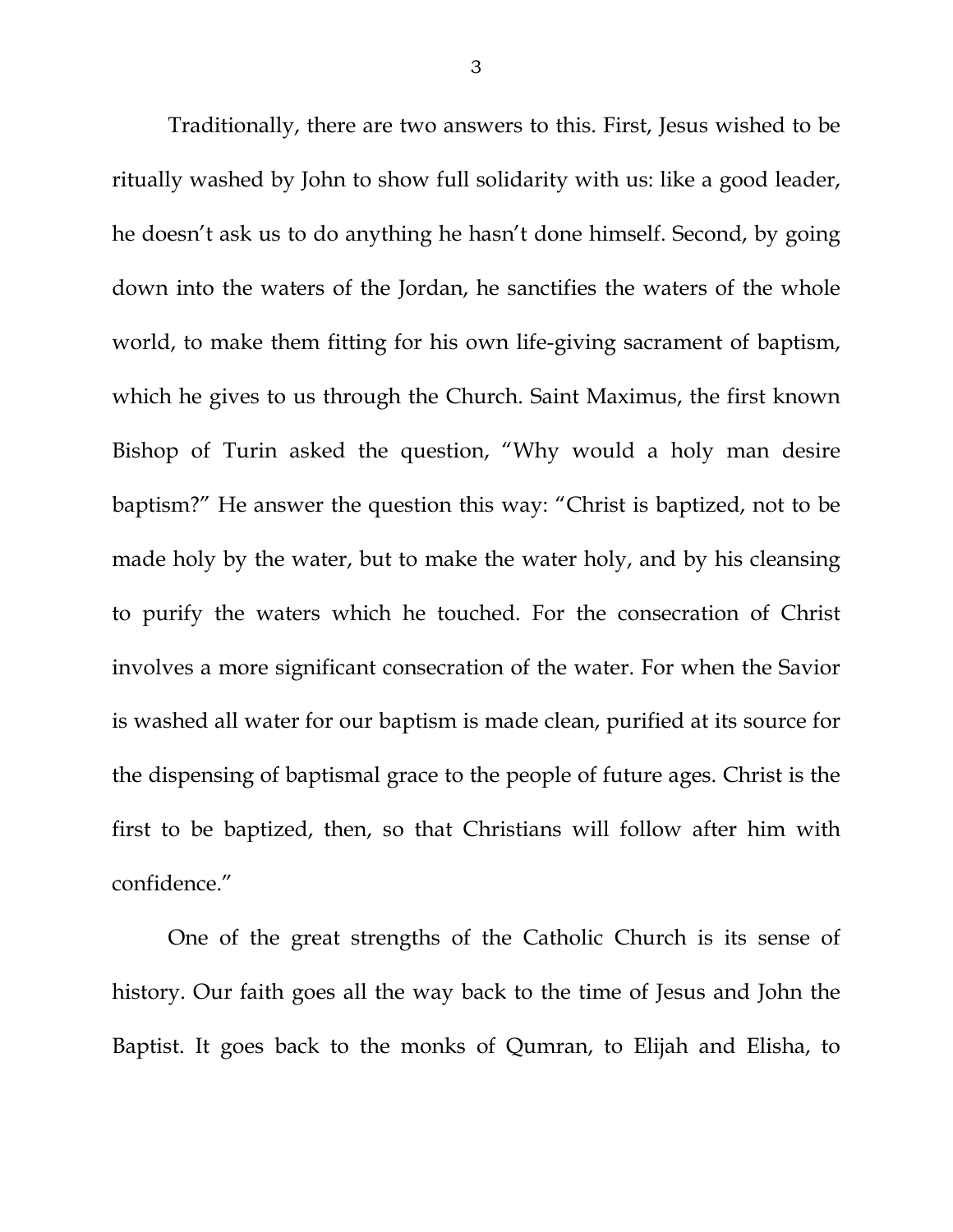Traditionally, there are two answers to this. First, Jesus wished to be ritually washed by John to show full solidarity with us: like a good leader, he doesn't ask us to do anything he hasn't done himself. Second, by going down into the waters of the Jordan, he sanctifies the waters of the whole world, to make them fitting for his own life-giving sacrament of baptism, which he gives to us through the Church. Saint Maximus, the first known Bishop of Turin asked the question, "Why would a holy man desire baptism?" He answer the question this way: "Christ is baptized, not to be made holy by the water, but to make the water holy, and by his cleansing to purify the waters which he touched. For the consecration of Christ involves a more significant consecration of the water. For when the Savior is washed all water for our baptism is made clean, purified at its source for the dispensing of baptismal grace to the people of future ages. Christ is the first to be baptized, then, so that Christians will follow after him with confidence."

One of the great strengths of the Catholic Church is its sense of history. Our faith goes all the way back to the time of Jesus and John the Baptist. It goes back to the monks of Qumran, to Elijah and Elisha, to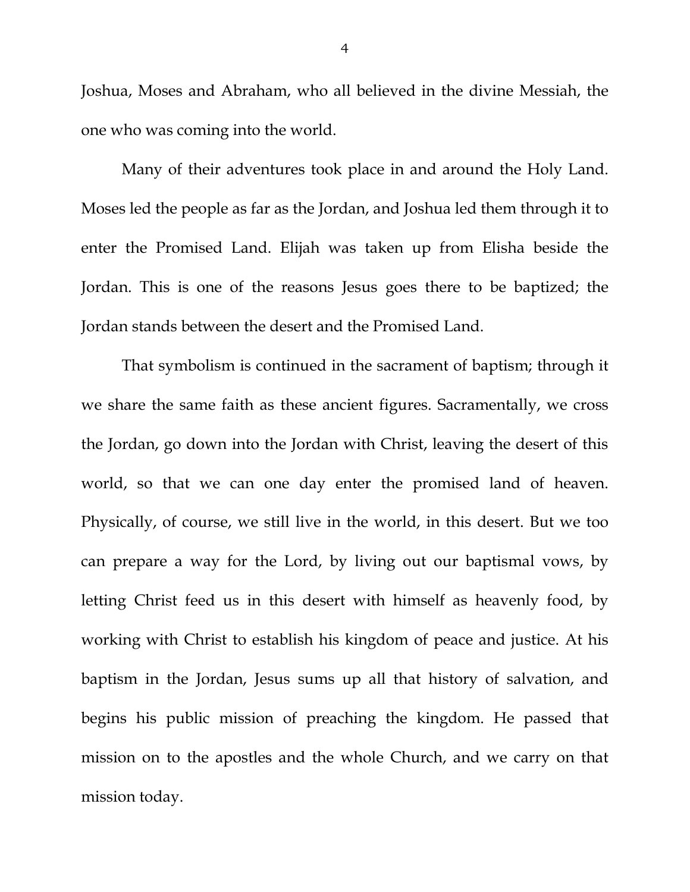Joshua, Moses and Abraham, who all believed in the divine Messiah, the one who was coming into the world.

Many of their adventures took place in and around the Holy Land. Moses led the people as far as the Jordan, and Joshua led them through it to enter the Promised Land. Elijah was taken up from Elisha beside the Jordan. This is one of the reasons Jesus goes there to be baptized; the Jordan stands between the desert and the Promised Land.

That symbolism is continued in the sacrament of baptism; through it we share the same faith as these ancient figures. Sacramentally, we cross the Jordan, go down into the Jordan with Christ, leaving the desert of this world, so that we can one day enter the promised land of heaven. Physically, of course, we still live in the world, in this desert. But we too can prepare a way for the Lord, by living out our baptismal vows, by letting Christ feed us in this desert with himself as heavenly food, by working with Christ to establish his kingdom of peace and justice. At his baptism in the Jordan, Jesus sums up all that history of salvation, and begins his public mission of preaching the kingdom. He passed that mission on to the apostles and the whole Church, and we carry on that mission today.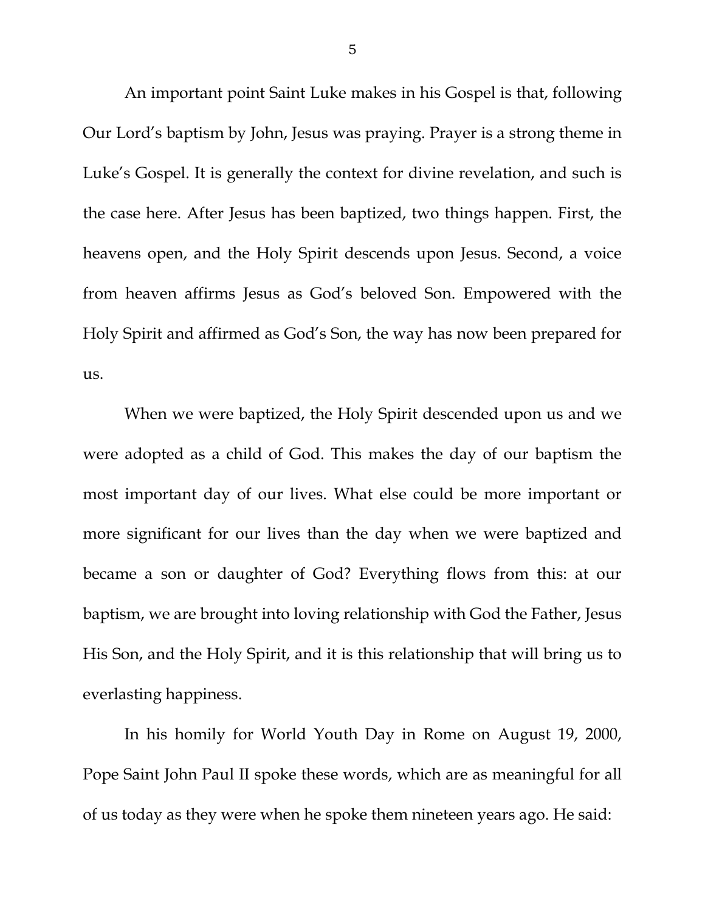An important point Saint Luke makes in his Gospel is that, following Our Lord's baptism by John, Jesus was praying. Prayer is a strong theme in Luke's Gospel. It is generally the context for divine revelation, and such is the case here. After Jesus has been baptized, two things happen. First, the heavens open, and the Holy Spirit descends upon Jesus. Second, a voice from heaven affirms Jesus as God's beloved Son. Empowered with the Holy Spirit and affirmed as God's Son, the way has now been prepared for us.

When we were baptized, the Holy Spirit descended upon us and we were adopted as a child of God. This makes the day of our baptism the most important day of our lives. What else could be more important or more significant for our lives than the day when we were baptized and became a son or daughter of God? Everything flows from this: at our baptism, we are brought into loving relationship with God the Father, Jesus His Son, and the Holy Spirit, and it is this relationship that will bring us to everlasting happiness.

In his homily for World Youth Day in Rome on August 19, 2000, Pope Saint John Paul II spoke these words, which are as meaningful for all of us today as they were when he spoke them nineteen years ago. He said: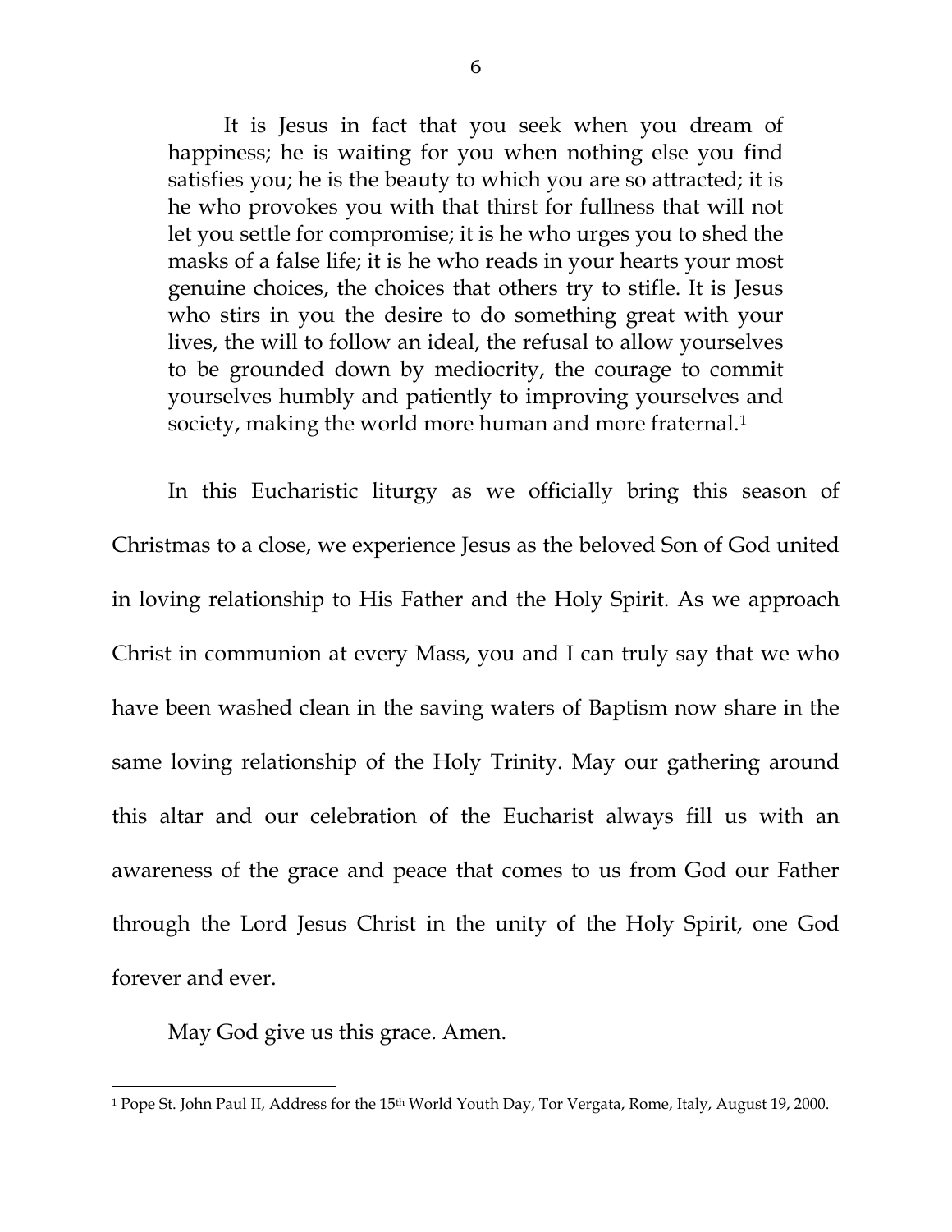> It is Jesus in fact that you seek when you dream of happiness; he is waiting for you when nothing else you find satisfies you; he is the beauty to which you are so attracted; it is he who provokes you with that thirst for fullness that will not let you settle for compromise; it is he who urges you to shed the masks of a false life; it is he who reads in your hearts your most genuine choices, the choices that others try to stifle. It is Jesus who stirs in you the desire to do something great with your lives, the will to follow an ideal, the refusal to allow yourselves to be grounded down by mediocrity, the courage to commit yourselves humbly and patiently to improving yourselves and society, making the world more human and more fraternal.[1]

In this Eucharistic liturgy as we officially bring this season of Christmas to a close, we experience Jesus as the beloved Son of God united in loving relationship to His Father and the Holy Spirit. As we approach Christ in communion at every Mass, you and I can truly say that we who have been washed clean in the saving waters of Baptism now share in the same loving relationship of the Holy Trinity. May our gathering around this altar and our celebration of the Eucharist always fill us with an awareness of the grace and peace that comes to us from God our Father through the Lord Jesus Christ in the unity of the Holy Spirit, one God forever and ever.

May God give us this grace. Amen.

---

[1] Pope St. John Paul II, Address for the 15th World Youth Day, Tor Vergata, Rome, Italy, August 19, 2000.